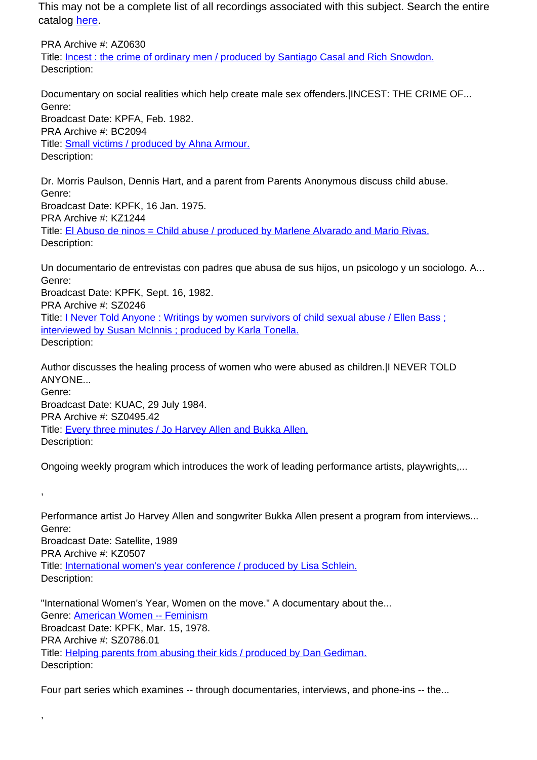This may not be a complete list of all recordings associated with this subject. Search the entire catalog [here](#).

PRA Archive #: AZ0630
Title: [Incest : the crime of ordinary men / produced by Santiago Casal and Rich Snowdon.](#)
Description:

Documentary on social realities which help create male sex offenders.|INCEST: THE CRIME OF...
Genre:
Broadcast Date: KPFA, Feb. 1982.

PRA Archive #: BC2094
Title: [Small victims / produced by Ahna Armour.](#)
Description:

Dr. Morris Paulson, Dennis Hart, and a parent from Parents Anonymous discuss child abuse.
Genre:
Broadcast Date: KPFK, 16 Jan. 1975.

PRA Archive #: KZ1244
Title: [El Abuso de ninos = Child abuse / produced by Marlene Alvarado and Mario Rivas.](#)
Description:

Un documentario de entrevistas con padres que abusa de sus hijos, un psicologo y un sociologo. A...
Genre:
Broadcast Date: KPFK, Sept. 16, 1982.

PRA Archive #: SZ0246
Title: [I Never Told Anyone : Writings by women survivors of child sexual abuse / Ellen Bass ; interviewed by Susan McInnis ; produced by Karla Tonella.](#)
Description:

Author discusses the healing process of women who were abused as children.|I NEVER TOLD ANYONE...
Genre:
Broadcast Date: KUAC, 29 July 1984.

PRA Archive #: SZ0495.42
Title: [Every three minutes / Jo Harvey Allen and Bukka Allen.](#)
Description:

Ongoing weekly program which introduces the work of leading performance artists, playwrights,...

,

Performance artist Jo Harvey Allen and songwriter Bukka Allen present a program from interviews...
Genre:
Broadcast Date: Satellite, 1989

PRA Archive #: KZ0507
Title: [International women's year conference / produced by Lisa Schlein.](#)
Description:

"International Women's Year, Women on the move." A documentary about the...
Genre: [American Women -- Feminism](#)
Broadcast Date: KPFK, Mar. 15, 1978.

PRA Archive #: SZ0786.01
Title: [Helping parents from abusing their kids / produced by Dan Gediman.](#)
Description:

Four part series which examines -- through documentaries, interviews, and phone-ins -- the...

,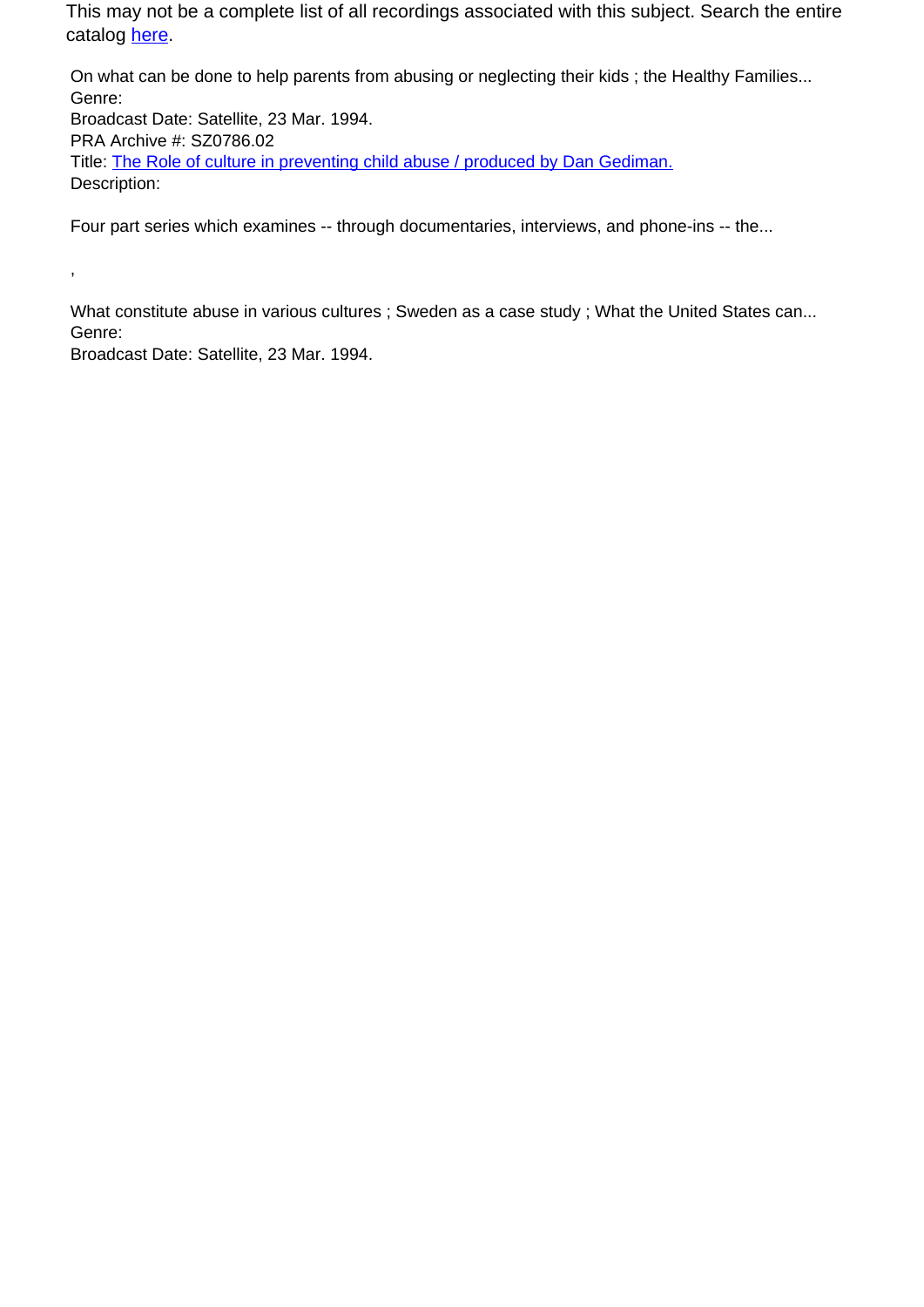This may not be a complete list of all recordings associated with this subject. Search the entire catalog [here](#).

On what can be done to help parents from abusing or neglecting their kids ; the Healthy Families...
Genre:
Broadcast Date: Satellite, 23 Mar. 1994.
PRA Archive #: SZ0786.02
Title: [The Role of culture in preventing child abuse / produced by Dan Gediman.](#)
Description:

Four part series which examines -- through documentaries, interviews, and phone-ins -- the...

,

What constitute abuse in various cultures ; Sweden as a case study ; What the United States can...
Genre:
Broadcast Date: Satellite, 23 Mar. 1994.